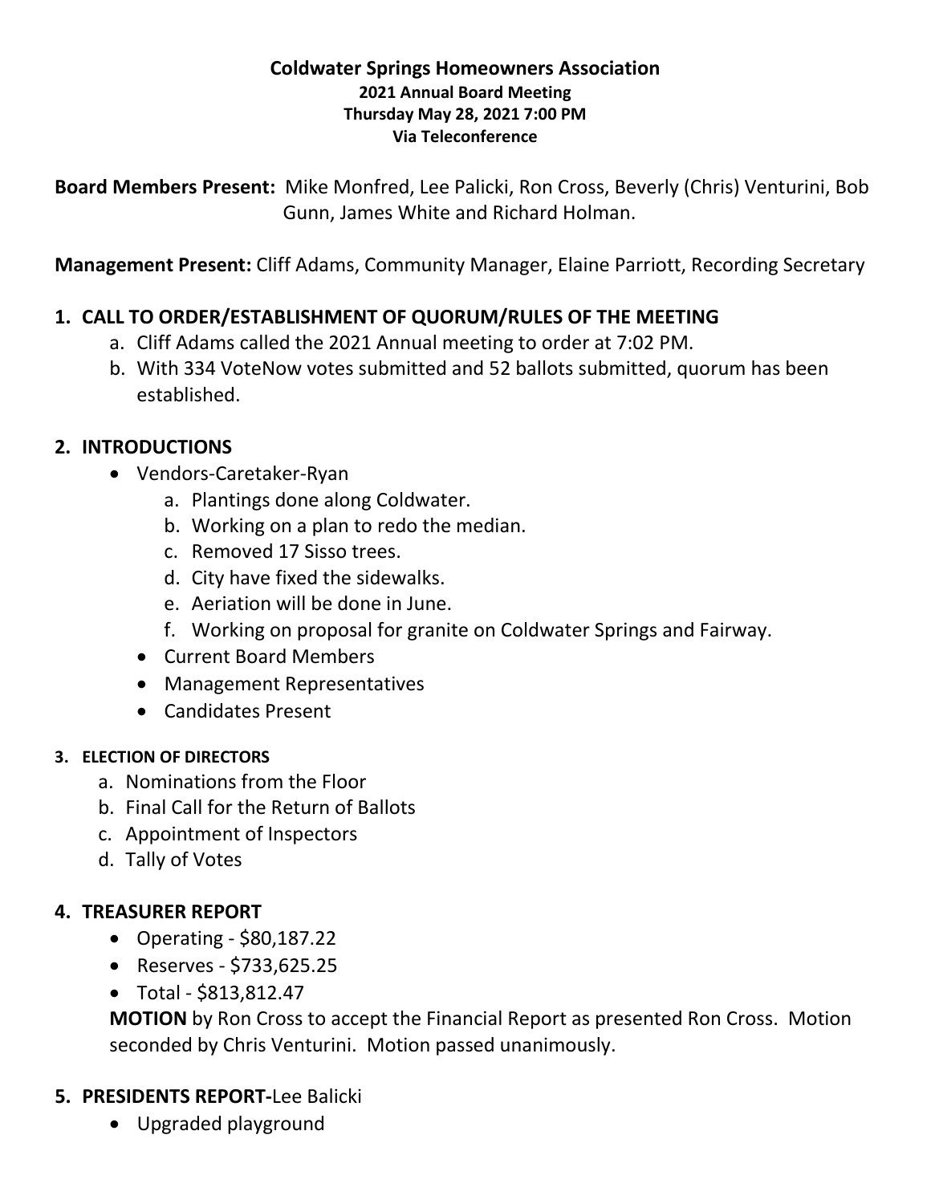# Coldwater Springs Homeowners Association

**2021 Annual Board Meeting**
**Thursday May 28, 2021 7:00 PM**
**Via Teleconference**

**Board Members Present:** Mike Monfred, Lee Palicki, Ron Cross, Beverly (Chris) Venturini, Bob Gunn, James White and Richard Holman.

**Management Present:** Cliff Adams, Community Manager, Elaine Parriott, Recording Secretary

## 1. CALL TO ORDER/ESTABLISHMENT OF QUORUM/RULES OF THE MEETING

a. Cliff Adams called the 2021 Annual meeting to order at 7:02 PM.
b. With 334 VoteNow votes submitted and 52 ballots submitted, quorum has been established.

## 2. INTRODUCTIONS

- Vendors-Caretaker-Ryan
  a. Plantings done along Coldwater.
  b. Working on a plan to redo the median.
  c. Removed 17 Sisso trees.
  d. City have fixed the sidewalks.
  e. Aeration will be done in June.
  f. Working on proposal for granite on Coldwater Springs and Fairway.
- Current Board Members
- Management Representatives
- Candidates Present

## 3. ELECTION OF DIRECTORS

a. Nominations from the Floor
b. Final Call for the Return of Ballots
c. Appointment of Inspectors
d. Tally of Votes

## 4. TREASURER REPORT

- Operating - $80,187.22
- Reserves - $733,625.25
- Total - $813,812.47

**MOTION** by Ron Cross to accept the Financial Report as presented Ron Cross. Motion seconded by Chris Venturini. Motion passed unanimously.

## 5. PRESIDENTS REPORT-Lee Balicki

- Upgraded playground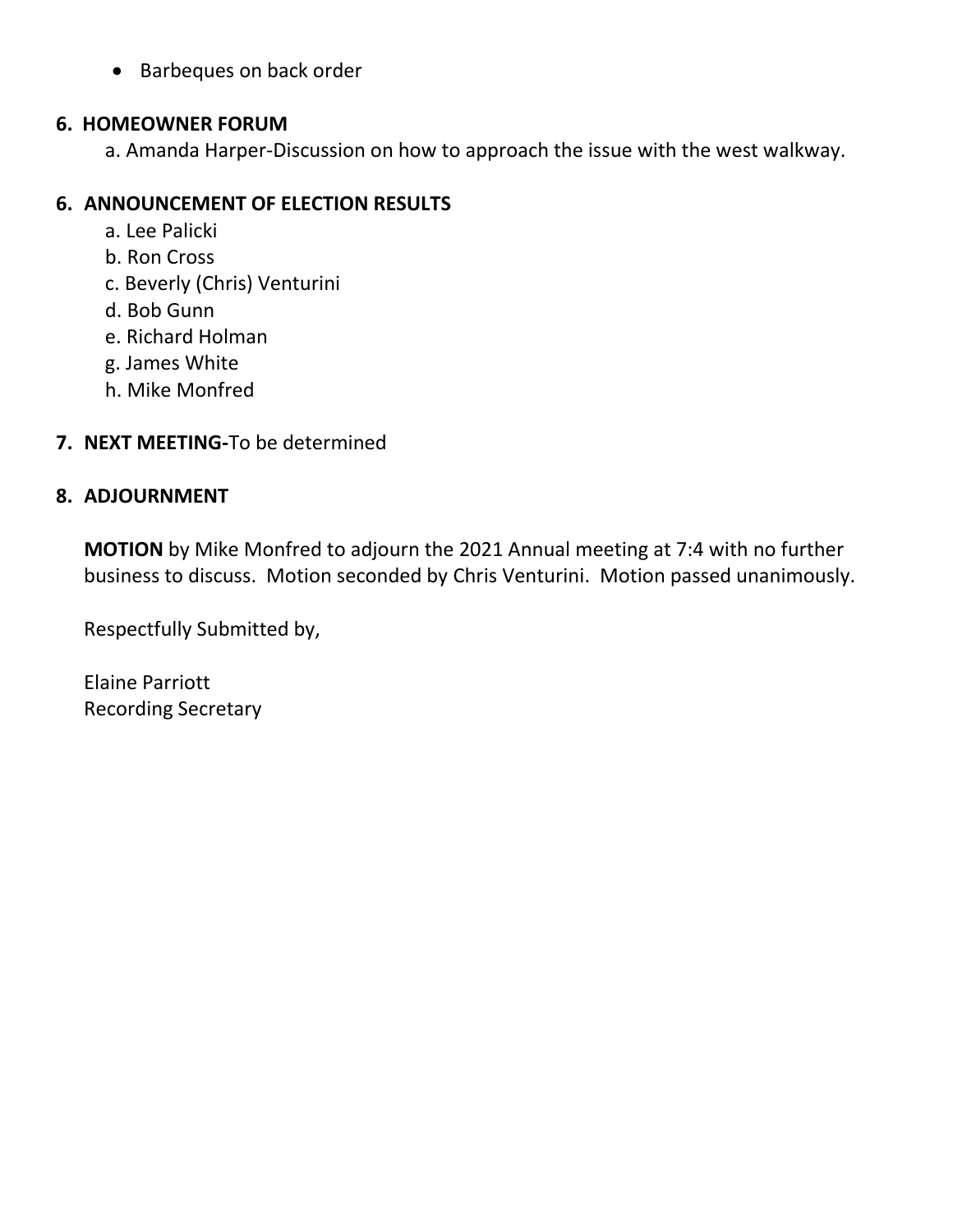- Barbeques on back order

**6. HOMEOWNER FORUM**

a. Amanda Harper-Discussion on how to approach the issue with the west walkway.

**6. ANNOUNCEMENT OF ELECTION RESULTS**

a. Lee Palicki
b. Ron Cross
c. Beverly (Chris) Venturini
d. Bob Gunn
e. Richard Holman
g. James White
h. Mike Monfred

**7. NEXT MEETING-**To be determined

**8. ADJOURNMENT**

**MOTION** by Mike Monfred to adjourn the 2021 Annual meeting at 7:4 with no further business to discuss. Motion seconded by Chris Venturini. Motion passed unanimously.

Respectfully Submitted by,

Elaine Parriott
Recording Secretary